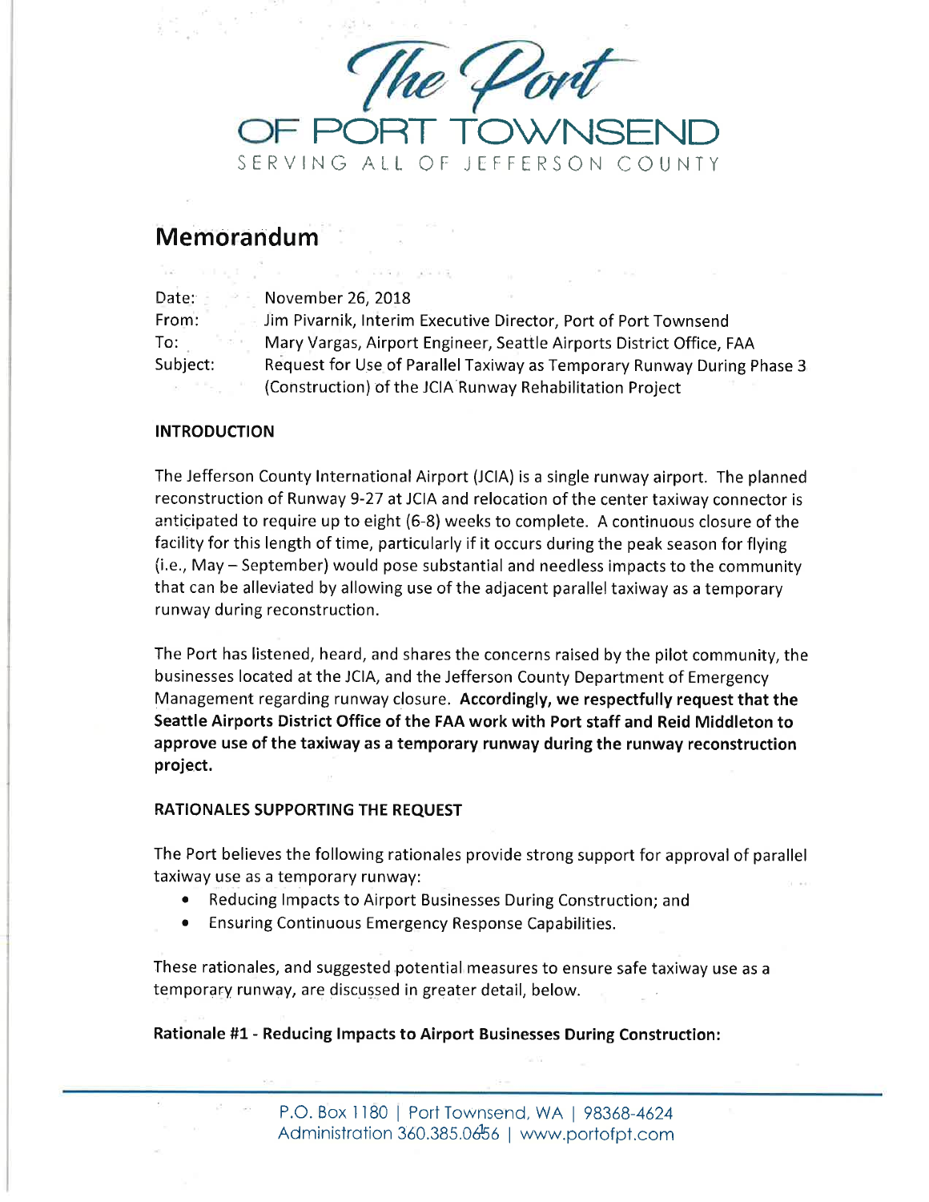The Port
OF PORT TOWNSEND
SERVING ALL OF JEFFERSON COUNTY

## Memorandum

Date: November 26, 2018
From: Jim Pivarnik, Interim Executive Director, Port of Port Townsend
To: Mary Vargas, Airport Engineer, Seattle Airports District Office, FAA
Subject: Request for Use of Parallel Taxiway as Temporary Runway During Phase 3 (Construction) of the JCIA Runway Rehabilitation Project

### INTRODUCTION

The Jefferson County International Airport (JCIA) is a single runway airport. The planned reconstruction of Runway 9-27 at JCIA and relocation of the center taxiway connector is anticipated to require up to eight (6-8) weeks to complete. A continuous closure of the facility for this length of time, particularly if it occurs during the peak season for flying (i.e., May – September) would pose substantial and needless impacts to the community that can be alleviated by allowing use of the adjacent parallel taxiway as a temporary runway during reconstruction.

The Port has listened, heard, and shares the concerns raised by the pilot community, the businesses located at the JCIA, and the Jefferson County Department of Emergency Management regarding runway closure. **Accordingly, we respectfully request that the Seattle Airports District Office of the FAA work with Port staff and Reid Middleton to approve use of the taxiway as a temporary runway during the runway reconstruction project.**

### RATIONALES SUPPORTING THE REQUEST

The Port believes the following rationales provide strong support for approval of parallel taxiway use as a temporary runway:

- Reducing Impacts to Airport Businesses During Construction; and
- Ensuring Continuous Emergency Response Capabilities.

These rationales, and suggested potential measures to ensure safe taxiway use as a temporary runway, are discussed in greater detail, below.

**Rationale #1 - Reducing Impacts to Airport Businesses During Construction:**

P.O. Box 1180 | Port Townsend, WA | 98368-4624
Administration 360.385.0656 | www.portofpt.com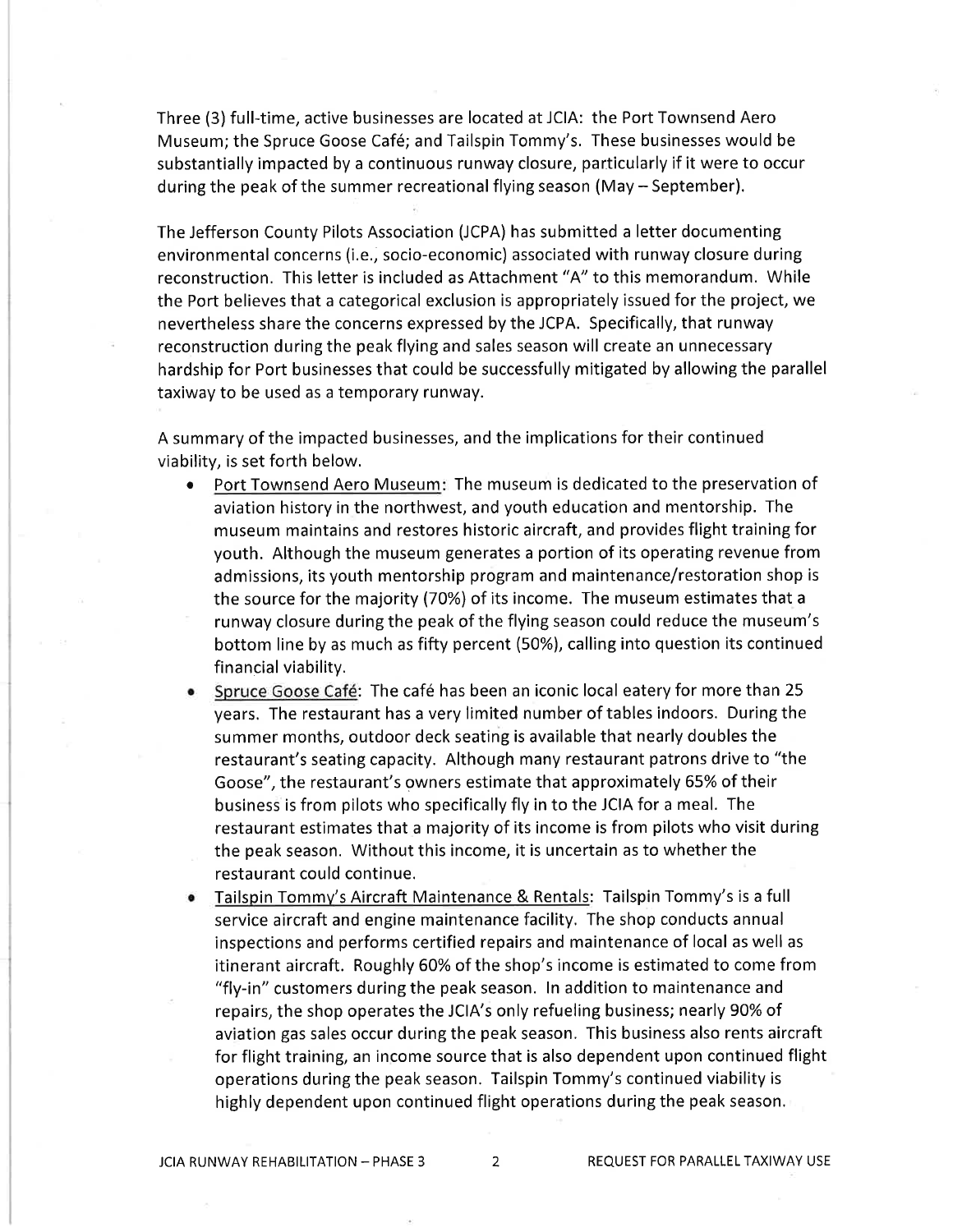Three (3) full-time, active businesses are located at JCIA: the Port Townsend Aero Museum; the Spruce Goose Café; and Tailspin Tommy's. These businesses would be substantially impacted by a continuous runway closure, particularly if it were to occur during the peak of the summer recreational flying season (May – September).

The Jefferson County Pilots Association (JCPA) has submitted a letter documenting environmental concerns (i.e., socio-economic) associated with runway closure during reconstruction. This letter is included as Attachment "A" to this memorandum. While the Port believes that a categorical exclusion is appropriately issued for the project, we nevertheless share the concerns expressed by the JCPA. Specifically, that runway reconstruction during the peak flying and sales season will create an unnecessary hardship for Port businesses that could be successfully mitigated by allowing the parallel taxiway to be used as a temporary runway.

A summary of the impacted businesses, and the implications for their continued viability, is set forth below.

- <u>Port Townsend Aero Museum</u>: The museum is dedicated to the preservation of aviation history in the northwest, and youth education and mentorship. The museum maintains and restores historic aircraft, and provides flight training for youth. Although the museum generates a portion of its operating revenue from admissions, its youth mentorship program and maintenance/restoration shop is the source for the majority (70%) of its income. The museum estimates that a runway closure during the peak of the flying season could reduce the museum's bottom line by as much as fifty percent (50%), calling into question its continued financial viability.
- <u>Spruce Goose Café</u>: The café has been an iconic local eatery for more than 25 years. The restaurant has a very limited number of tables indoors. During the summer months, outdoor deck seating is available that nearly doubles the restaurant's seating capacity. Although many restaurant patrons drive to "the Goose", the restaurant's owners estimate that approximately 65% of their business is from pilots who specifically fly in to the JCIA for a meal. The restaurant estimates that a majority of its income is from pilots who visit during the peak season. Without this income, it is uncertain as to whether the restaurant could continue.
- <u>Tailspin Tommy's Aircraft Maintenance & Rentals</u>: Tailspin Tommy's is a full service aircraft and engine maintenance facility. The shop conducts annual inspections and performs certified repairs and maintenance of local as well as itinerant aircraft. Roughly 60% of the shop's income is estimated to come from "fly-in" customers during the peak season. In addition to maintenance and repairs, the shop operates the JCIA's only refueling business; nearly 90% of aviation gas sales occur during the peak season. This business also rents aircraft for flight training, an income source that is also dependent upon continued flight operations during the peak season. Tailspin Tommy's continued viability is highly dependent upon continued flight operations during the peak season.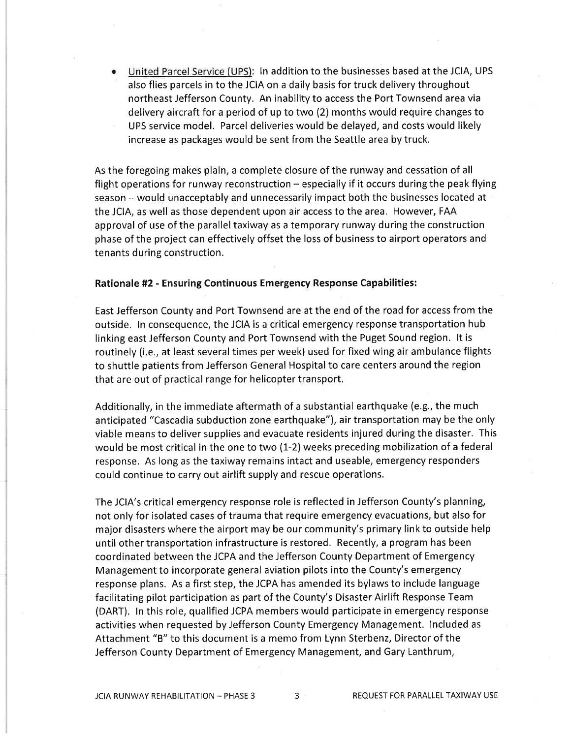- United Parcel Service (UPS): In addition to the businesses based at the JCIA, UPS also flies parcels in to the JCIA on a daily basis for truck delivery throughout northeast Jefferson County. An inability to access the Port Townsend area via delivery aircraft for a period of up to two (2) months would require changes to UPS service model. Parcel deliveries would be delayed, and costs would likely increase as packages would be sent from the Seattle area by truck.

As the foregoing makes plain, a complete closure of the runway and cessation of all flight operations for runway reconstruction – especially if it occurs during the peak flying season – would unacceptably and unnecessarily impact both the businesses located at the JCIA, as well as those dependent upon air access to the area. However, FAA approval of use of the parallel taxiway as a temporary runway during the construction phase of the project can effectively offset the loss of business to airport operators and tenants during construction.

**Rationale #2 - Ensuring Continuous Emergency Response Capabilities:**

East Jefferson County and Port Townsend are at the end of the road for access from the outside. In consequence, the JCIA is a critical emergency response transportation hub linking east Jefferson County and Port Townsend with the Puget Sound region. It is routinely (i.e., at least several times per week) used for fixed wing air ambulance flights to shuttle patients from Jefferson General Hospital to care centers around the region that are out of practical range for helicopter transport.

Additionally, in the immediate aftermath of a substantial earthquake (e.g., the much anticipated "Cascadia subduction zone earthquake"), air transportation may be the only viable means to deliver supplies and evacuate residents injured during the disaster. This would be most critical in the one to two (1-2) weeks preceding mobilization of a federal response. As long as the taxiway remains intact and useable, emergency responders could continue to carry out airlift supply and rescue operations.

The JCIA's critical emergency response role is reflected in Jefferson County's planning, not only for isolated cases of trauma that require emergency evacuations, but also for major disasters where the airport may be our community's primary link to outside help until other transportation infrastructure is restored. Recently, a program has been coordinated between the JCPA and the Jefferson County Department of Emergency Management to incorporate general aviation pilots into the County's emergency response plans. As a first step, the JCPA has amended its bylaws to include language facilitating pilot participation as part of the County's Disaster Airlift Response Team (DART). In this role, qualified JCPA members would participate in emergency response activities when requested by Jefferson County Emergency Management. Included as Attachment "B" to this document is a memo from Lynn Sterbenz, Director of the Jefferson County Department of Emergency Management, and Gary Lanthrum,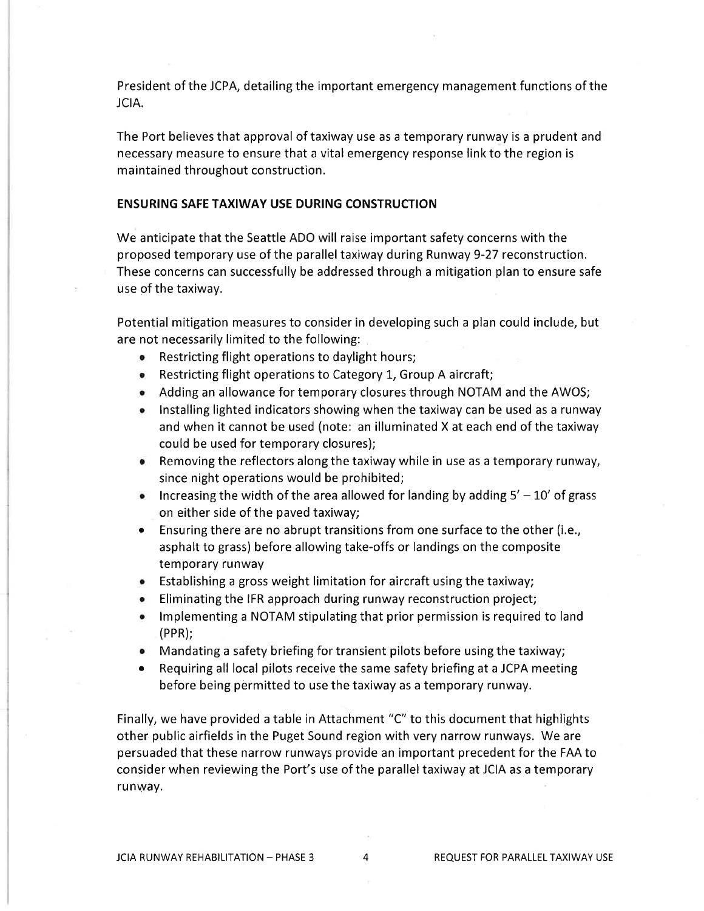President of the JCPA, detailing the important emergency management functions of the JCIA.

The Port believes that approval of taxiway use as a temporary runway is a prudent and necessary measure to ensure that a vital emergency response link to the region is maintained throughout construction.

**ENSURING SAFE TAXIWAY USE DURING CONSTRUCTION**

We anticipate that the Seattle ADO will raise important safety concerns with the proposed temporary use of the parallel taxiway during Runway 9-27 reconstruction. These concerns can successfully be addressed through a mitigation plan to ensure safe use of the taxiway.

Potential mitigation measures to consider in developing such a plan could include, but are not necessarily limited to the following:

- Restricting flight operations to daylight hours;
- Restricting flight operations to Category 1, Group A aircraft;
- Adding an allowance for temporary closures through NOTAM and the AWOS;
- Installing lighted indicators showing when the taxiway can be used as a runway and when it cannot be used (note: an illuminated X at each end of the taxiway could be used for temporary closures);
- Removing the reflectors along the taxiway while in use as a temporary runway, since night operations would be prohibited;
- Increasing the width of the area allowed for landing by adding 5' – 10' of grass on either side of the paved taxiway;
- Ensuring there are no abrupt transitions from one surface to the other (i.e., asphalt to grass) before allowing take-offs or landings on the composite temporary runway
- Establishing a gross weight limitation for aircraft using the taxiway;
- Eliminating the IFR approach during runway reconstruction project;
- Implementing a NOTAM stipulating that prior permission is required to land (PPR);
- Mandating a safety briefing for transient pilots before using the taxiway;
- Requiring all local pilots receive the same safety briefing at a JCPA meeting before being permitted to use the taxiway as a temporary runway.

Finally, we have provided a table in Attachment "C" to this document that highlights other public airfields in the Puget Sound region with very narrow runways. We are persuaded that these narrow runways provide an important precedent for the FAA to consider when reviewing the Port's use of the parallel taxiway at JCIA as a temporary runway.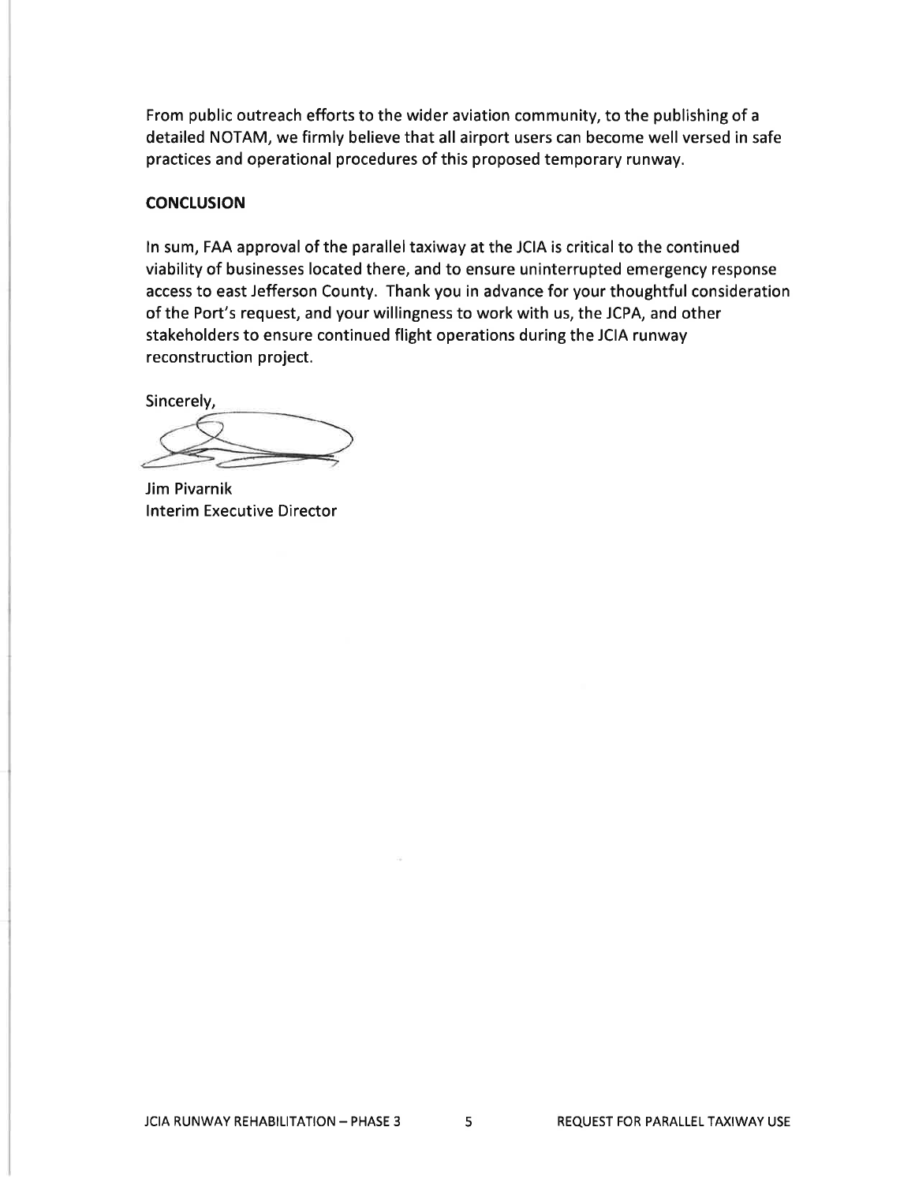From public outreach efforts to the wider aviation community, to the publishing of a detailed NOTAM, we firmly believe that all airport users can become well versed in safe practices and operational procedures of this proposed temporary runway.

**CONCLUSION**

In sum, FAA approval of the parallel taxiway at the JCIA is critical to the continued viability of businesses located there, and to ensure uninterrupted emergency response access to east Jefferson County. Thank you in advance for your thoughtful consideration of the Port's request, and your willingness to work with us, the JCPA, and other stakeholders to ensure continued flight operations during the JCIA runway reconstruction project.

Sincerely,

Jim Pivarnik
Interim Executive Director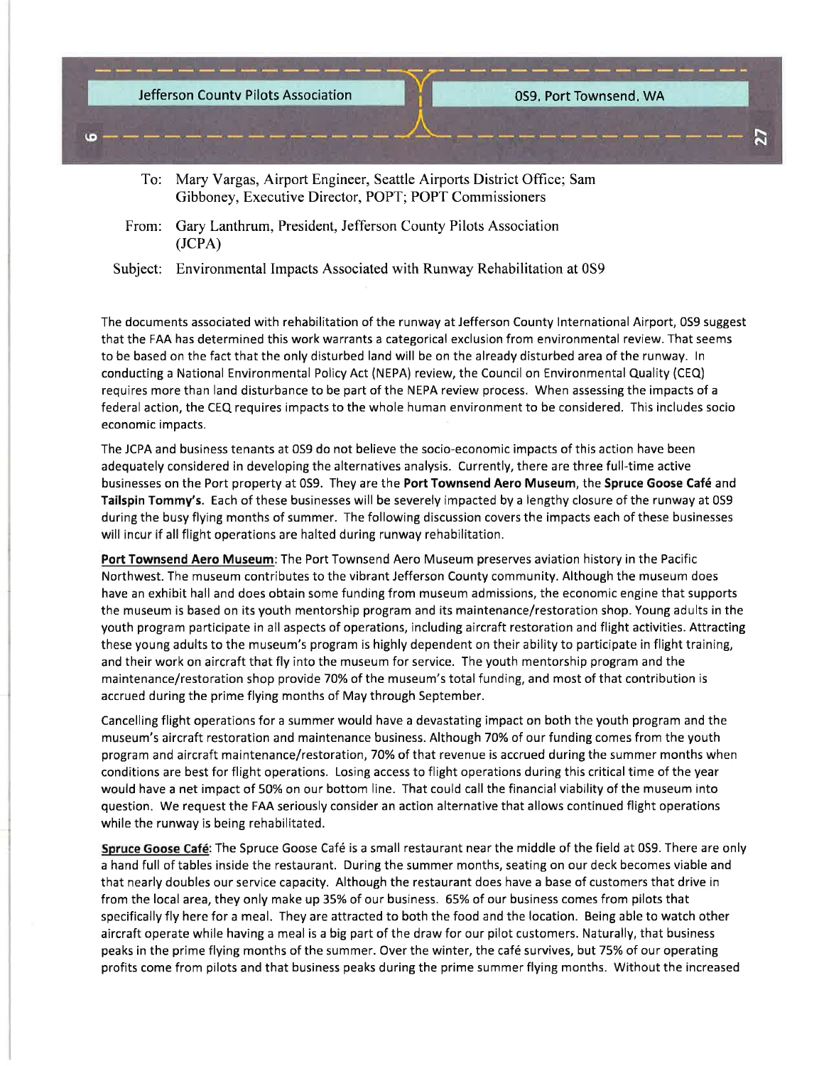Jefferson County Pilots Association | 0S9, Port Townsend, WA

To: Mary Vargas, Airport Engineer, Seattle Airports District Office; Sam Gibboney, Executive Director, POPT; POPT Commissioners

From: Gary Lanthrum, President, Jefferson County Pilots Association (JCPA)

Subject: Environmental Impacts Associated with Runway Rehabilitation at 0S9

The documents associated with rehabilitation of the runway at Jefferson County International Airport, 0S9 suggest that the FAA has determined this work warrants a categorical exclusion from environmental review. That seems to be based on the fact that the only disturbed land will be on the already disturbed area of the runway. In conducting a National Environmental Policy Act (NEPA) review, the Council on Environmental Quality (CEQ) requires more than land disturbance to be part of the NEPA review process. When assessing the impacts of a federal action, the CEQ requires impacts to the whole human environment to be considered. This includes socio economic impacts.

The JCPA and business tenants at 0S9 do not believe the socio-economic impacts of this action have been adequately considered in developing the alternatives analysis. Currently, there are three full-time active businesses on the Port property at 0S9. They are the **Port Townsend Aero Museum**, the **Spruce Goose Café** and **Tailspin Tommy's.** Each of these businesses will be severely impacted by a lengthy closure of the runway at 0S9 during the busy flying months of summer. The following discussion covers the impacts each of these businesses will incur if all flight operations are halted during runway rehabilitation.

**Port Townsend Aero Museum**: The Port Townsend Aero Museum preserves aviation history in the Pacific Northwest. The museum contributes to the vibrant Jefferson County community. Although the museum does have an exhibit hall and does obtain some funding from museum admissions, the economic engine that supports the museum is based on its youth mentorship program and its maintenance/restoration shop. Young adults in the youth program participate in all aspects of operations, including aircraft restoration and flight activities. Attracting these young adults to the museum's program is highly dependent on their ability to participate in flight training, and their work on aircraft that fly into the museum for service. The youth mentorship program and the maintenance/restoration shop provide 70% of the museum's total funding, and most of that contribution is accrued during the prime flying months of May through September.

Cancelling flight operations for a summer would have a devastating impact on both the youth program and the museum's aircraft restoration and maintenance business. Although 70% of our funding comes from the youth program and aircraft maintenance/restoration, 70% of that revenue is accrued during the summer months when conditions are best for flight operations. Losing access to flight operations during this critical time of the year would have a net impact of 50% on our bottom line. That could call the financial viability of the museum into question. We request the FAA seriously consider an action alternative that allows continued flight operations while the runway is being rehabilitated.

**Spruce Goose Café**: The Spruce Goose Café is a small restaurant near the middle of the field at 0S9. There are only a hand full of tables inside the restaurant. During the summer months, seating on our deck becomes viable and that nearly doubles our service capacity. Although the restaurant does have a base of customers that drive in from the local area, they only make up 35% of our business. 65% of our business comes from pilots that specifically fly here for a meal. They are attracted to both the food and the location. Being able to watch other aircraft operate while having a meal is a big part of the draw for our pilot customers. Naturally, that business peaks in the prime flying months of the summer. Over the winter, the café survives, but 75% of our operating profits come from pilots and that business peaks during the prime summer flying months. Without the increased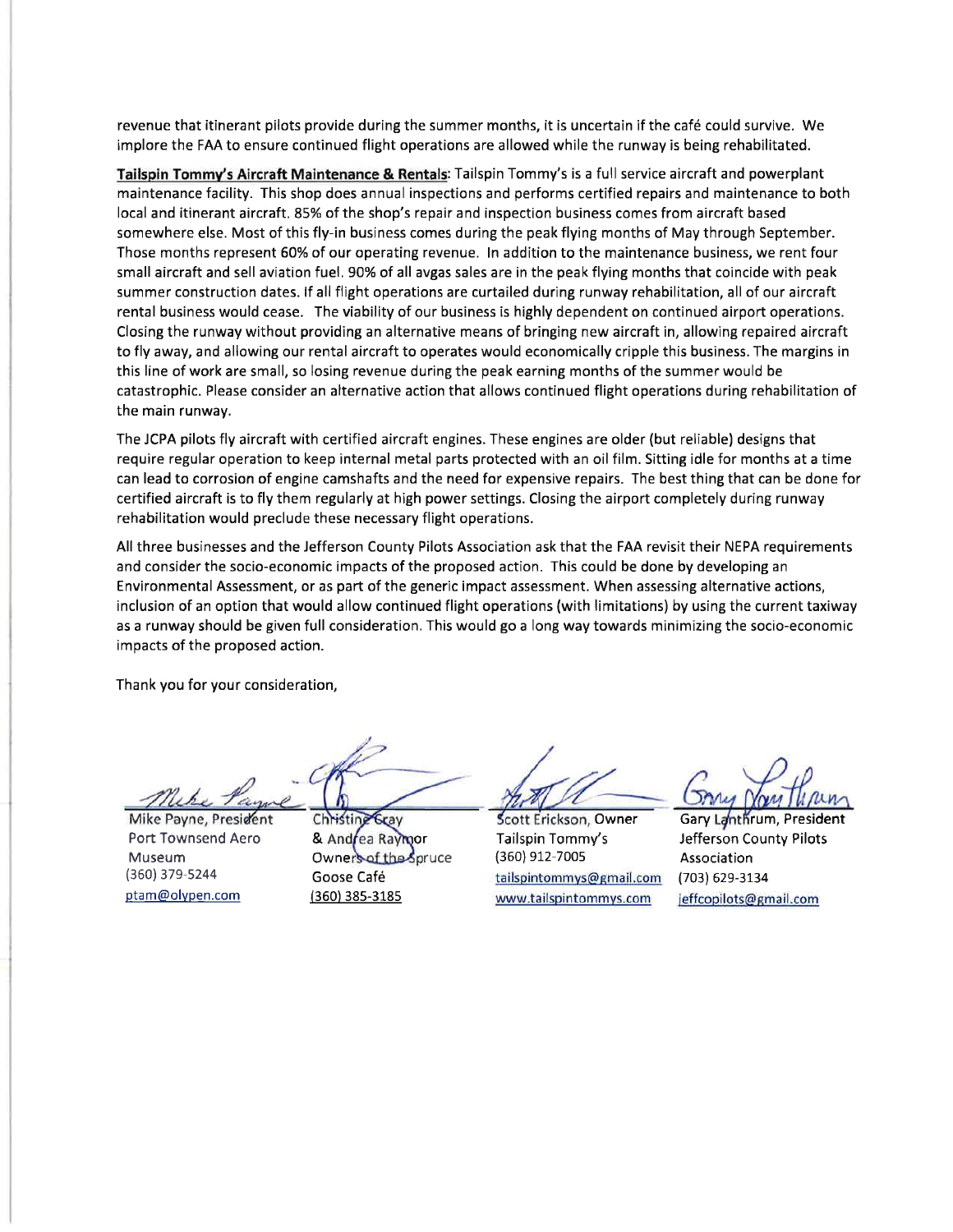revenue that itinerant pilots provide during the summer months, it is uncertain if the café could survive. We implore the FAA to ensure continued flight operations are allowed while the runway is being rehabilitated.

**Tailspin Tommy's Aircraft Maintenance & Rentals**: Tailspin Tommy's is a full service aircraft and powerplant maintenance facility. This shop does annual inspections and performs certified repairs and maintenance to both local and itinerant aircraft. 85% of the shop's repair and inspection business comes from aircraft based somewhere else. Most of this fly-in business comes during the peak flying months of May through September. Those months represent 60% of our operating revenue. In addition to the maintenance business, we rent four small aircraft and sell aviation fuel. 90% of all avgas sales are in the peak flying months that coincide with peak summer construction dates. If all flight operations are curtailed during runway rehabilitation, all of our aircraft rental business would cease. The viability of our business is highly dependent on continued airport operations. Closing the runway without providing an alternative means of bringing new aircraft in, allowing repaired aircraft to fly away, and allowing our rental aircraft to operates would economically cripple this business. The margins in this line of work are small, so losing revenue during the peak earning months of the summer would be catastrophic. Please consider an alternative action that allows continued flight operations during rehabilitation of the main runway.

The JCPA pilots fly aircraft with certified aircraft engines. These engines are older (but reliable) designs that require regular operation to keep internal metal parts protected with an oil film. Sitting idle for months at a time can lead to corrosion of engine camshafts and the need for expensive repairs. The best thing that can be done for certified aircraft is to fly them regularly at high power settings. Closing the airport completely during runway rehabilitation would preclude these necessary flight operations.

All three businesses and the Jefferson County Pilots Association ask that the FAA revisit their NEPA requirements and consider the socio-economic impacts of the proposed action. This could be done by developing an Environmental Assessment, or as part of the generic impact assessment. When assessing alternative actions, inclusion of an option that would allow continued flight operations (with limitations) by using the current taxiway as a runway should be given full consideration. This would go a long way towards minimizing the socio-economic impacts of the proposed action.

Thank you for your consideration,

Mike Payne, President
Port Townsend Aero Museum
(360) 379-5244
ptam@olypen.com

Christine Gray
& Andrea Raymor
Owners of the Spruce Goose Café
(360) 385-3185

Scott Erickson, Owner
Tailspin Tommy's
(360) 912-7005
tailspintommys@gmail.com
www.tailspintommys.com

Gary Lanthrum, President
Jefferson County Pilots Association
(703) 629-3134
jeffcopilots@gmail.com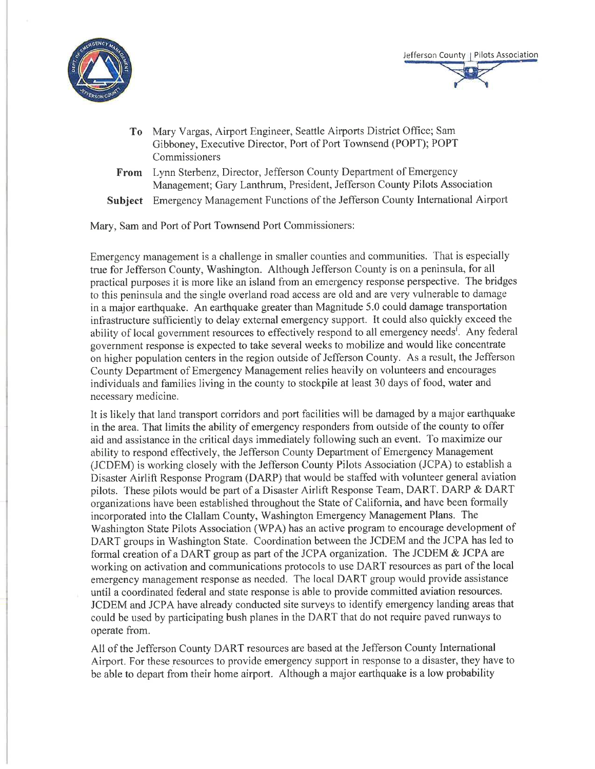Jefferson County | Pilots Association

**To** Mary Vargas, Airport Engineer, Seattle Airports District Office; Sam Gibboney, Executive Director, Port of Port Townsend (POPT); POPT Commissioners

**From** Lynn Sterbenz, Director, Jefferson County Department of Emergency Management; Gary Lanthrum, President, Jefferson County Pilots Association

**Subject** Emergency Management Functions of the Jefferson County International Airport

Mary, Sam and Port of Port Townsend Port Commissioners:

Emergency management is a challenge in smaller counties and communities. That is especially true for Jefferson County, Washington. Although Jefferson County is on a peninsula, for all practical purposes it is more like an island from an emergency response perspective. The bridges to this peninsula and the single overland road access are old and are very vulnerable to damage in a major earthquake. An earthquake greater than Magnitude 5.0 could damage transportation infrastructure sufficiently to delay external emergency support. It could also quickly exceed the ability of local government resources to effectively respond to all emergency needs[i]. Any federal government response is expected to take several weeks to mobilize and would like concentrate on higher population centers in the region outside of Jefferson County. As a result, the Jefferson County Department of Emergency Management relies heavily on volunteers and encourages individuals and families living in the county to stockpile at least 30 days of food, water and necessary medicine.

It is likely that land transport corridors and port facilities will be damaged by a major earthquake in the area. That limits the ability of emergency responders from outside of the county to offer aid and assistance in the critical days immediately following such an event. To maximize our ability to respond effectively, the Jefferson County Department of Emergency Management (JCDEM) is working closely with the Jefferson County Pilots Association (JCPA) to establish a Disaster Airlift Response Program (DARP) that would be staffed with volunteer general aviation pilots. These pilots would be part of a Disaster Airlift Response Team, DART. DARP & DART organizations have been established throughout the State of California, and have been formally incorporated into the Clallam County, Washington Emergency Management Plans. The Washington State Pilots Association (WPA) has an active program to encourage development of DART groups in Washington State. Coordination between the JCDEM and the JCPA has led to formal creation of a DART group as part of the JCPA organization. The JCDEM & JCPA are working on activation and communications protocols to use DART resources as part of the local emergency management response as needed. The local DART group would provide assistance until a coordinated federal and state response is able to provide committed aviation resources. JCDEM and JCPA have already conducted site surveys to identify emergency landing areas that could be used by participating bush planes in the DART that do not require paved runways to operate from.

All of the Jefferson County DART resources are based at the Jefferson County International Airport. For these resources to provide emergency support in response to a disaster, they have to be able to depart from their home airport. Although a major earthquake is a low probability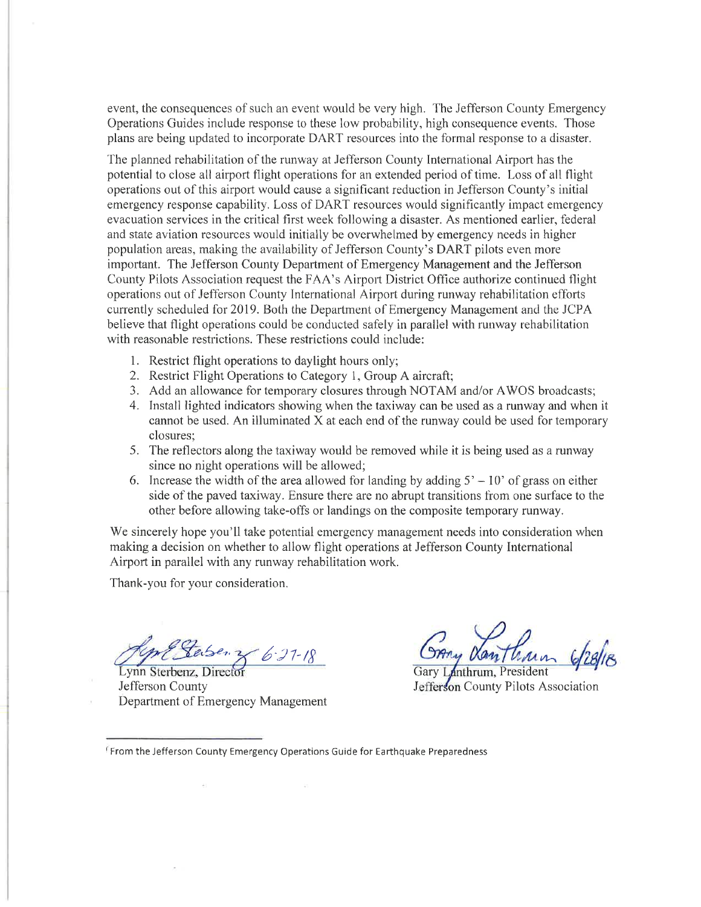event, the consequences of such an event would be very high. The Jefferson County Emergency Operations Guides include response to these low probability, high consequence events. Those plans are being updated to incorporate DART resources into the formal response to a disaster.

The planned rehabilitation of the runway at Jefferson County International Airport has the potential to close all airport flight operations for an extended period of time. Loss of all flight operations out of this airport would cause a significant reduction in Jefferson County's initial emergency response capability. Loss of DART resources would significantly impact emergency evacuation services in the critical first week following a disaster. As mentioned earlier, federal and state aviation resources would initially be overwhelmed by emergency needs in higher population areas, making the availability of Jefferson County's DART pilots even more important. The Jefferson County Department of Emergency Management and the Jefferson County Pilots Association request the FAA's Airport District Office authorize continued flight operations out of Jefferson County International Airport during runway rehabilitation efforts currently scheduled for 2019. Both the Department of Emergency Management and the JCPA believe that flight operations could be conducted safely in parallel with runway rehabilitation with reasonable restrictions. These restrictions could include:

1. Restrict flight operations to daylight hours only;
2. Restrict Flight Operations to Category 1, Group A aircraft;
3. Add an allowance for temporary closures through NOTAM and/or AWOS broadcasts;
4. Install lighted indicators showing when the taxiway can be used as a runway and when it cannot be used. An illuminated X at each end of the runway could be used for temporary closures;
5. The reflectors along the taxiway would be removed while it is being used as a runway since no night operations will be allowed;
6. Increase the width of the area allowed for landing by adding 5' – 10' of grass on either side of the paved taxiway. Ensure there are no abrupt transitions from one surface to the other before allowing take-offs or landings on the composite temporary runway.

We sincerely hope you'll take potential emergency management needs into consideration when making a decision on whether to allow flight operations at Jefferson County International Airport in parallel with any runway rehabilitation work.

Thank-you for your consideration.

Lynn Sterbenz 6-27-18
Lynn Sterbenz, Director
Jefferson County
Department of Emergency Management

Gary Lanthrum 6/28/18
Gary Lanthrum, President
Jefferson County Pilots Association

[1] From the Jefferson County Emergency Operations Guide for Earthquake Preparedness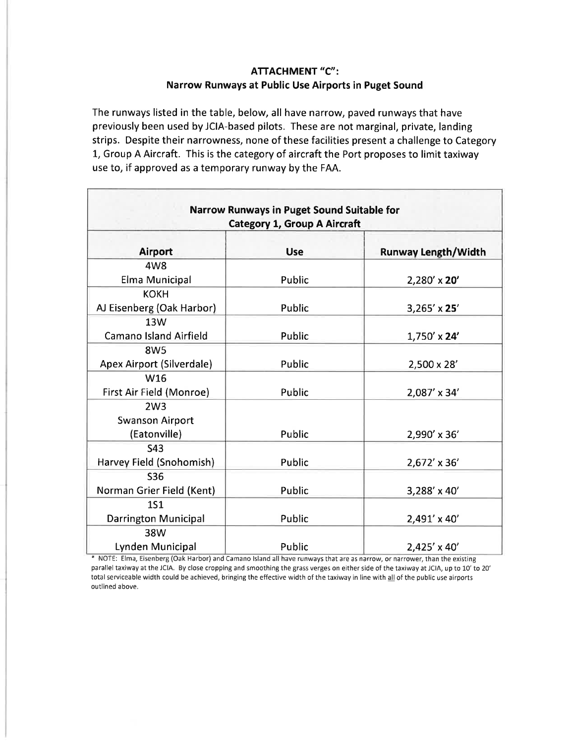**ATTACHMENT "C": Narrow Runways at Public Use Airports in Puget Sound**

The runways listed in the table, below, all have narrow, paved runways that have previously been used by JCIA-based pilots. These are not marginal, private, landing strips. Despite their narrowness, none of these facilities present a challenge to Category 1, Group A Aircraft. This is the category of aircraft the Port proposes to limit taxiway use to, if approved as a temporary runway by the FAA.

| **Narrow Runways in Puget Sound Suitable for Category 1, Group A Aircraft** | | |
|---|---|---|
| **Airport** | **Use** | **Runway Length/Width** |
| 4W8 Elma Municipal | Public | 2,280' x **20'** |
| KOKH AJ Eisenberg (Oak Harbor) | Public | 3,265' x **25'** |
| 13W Camano Island Airfield | Public | 1,750' x **24'** |
| 8W5 Apex Airport (Silverdale) | Public | 2,500 x 28' |
| W16 First Air Field (Monroe) | Public | 2,087' x 34' |
| 2W3 Swanson Airport (Eatonville) | Public | 2,990' x 36' |
| S43 Harvey Field (Snohomish) | Public | 2,672' x 36' |
| S36 Norman Grier Field (Kent) | Public | 3,288' x 40' |
| 1S1 Darrington Municipal | Public | 2,491' x 40' |
| 38W Lynden Municipal | Public | 2,425' x 40' |

* NOTE: Elma, Eisenberg (Oak Harbor) and Camano Island all have runways that are as narrow, or narrower, than the existing parallel taxiway at the JCIA. By close cropping and smoothing the grass verges on either side of the taxiway at JCIA, up to 10' to 20' total serviceable width could be achieved, bringing the effective width of the taxiway in line with <u>all</u> of the public use airports outlined above.